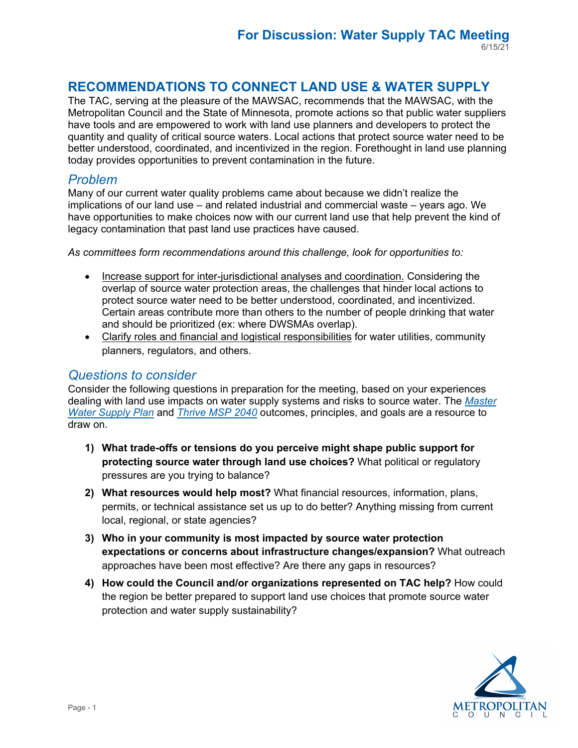**For Discussion: Water Supply TAC Meeting**
6/15/21

# RECOMMENDATIONS TO CONNECT LAND USE & WATER SUPPLY

The TAC, serving at the pleasure of the MAWSAC, recommends that the MAWSAC, with the Metropolitan Council and the State of Minnesota, promote actions so that public water suppliers have tools and are empowered to work with land use planners and developers to protect the quantity and quality of critical source waters. Local actions that protect source water need to be better understood, coordinated, and incentivized in the region. Forethought in land use planning today provides opportunities to prevent contamination in the future.

## *Problem*

Many of our current water quality problems came about because we didn't realize the implications of our land use – and related industrial and commercial waste – years ago. We have opportunities to make choices now with our current land use that help prevent the kind of legacy contamination that past land use practices have caused.

*As committees form recommendations around this challenge, look for opportunities to:*

- <u>Increase support for inter-jurisdictional analyses and coordination.</u> Considering the overlap of source water protection areas, the challenges that hinder local actions to protect source water need to be better understood, coordinated, and incentivized. Certain areas contribute more than others to the number of people drinking that water and should be prioritized (ex: where DWSMAs overlap).
- <u>Clarify roles and financial and logistical responsibilities</u> for water utilities, community planners, regulators, and others.

## *Questions to consider*

Consider the following questions in preparation for the meeting, based on your experiences dealing with land use impacts on water supply systems and risks to source water. The *Master Water Supply Plan* and *Thrive MSP 2040* outcomes, principles, and goals are a resource to draw on.

1) **What trade-offs or tensions do you perceive might shape public support for protecting source water through land use choices?** What political or regulatory pressures are you trying to balance?
2) **What resources would help most?** What financial resources, information, plans, permits, or technical assistance set us up to do better? Anything missing from current local, regional, or state agencies?
3) **Who in your community is most impacted by source water protection expectations or concerns about infrastructure changes/expansion?** What outreach approaches have been most effective? Are there any gaps in resources?
4) **How could the Council and/or organizations represented on TAC help?** How could the region be better prepared to support land use choices that promote source water protection and water supply sustainability?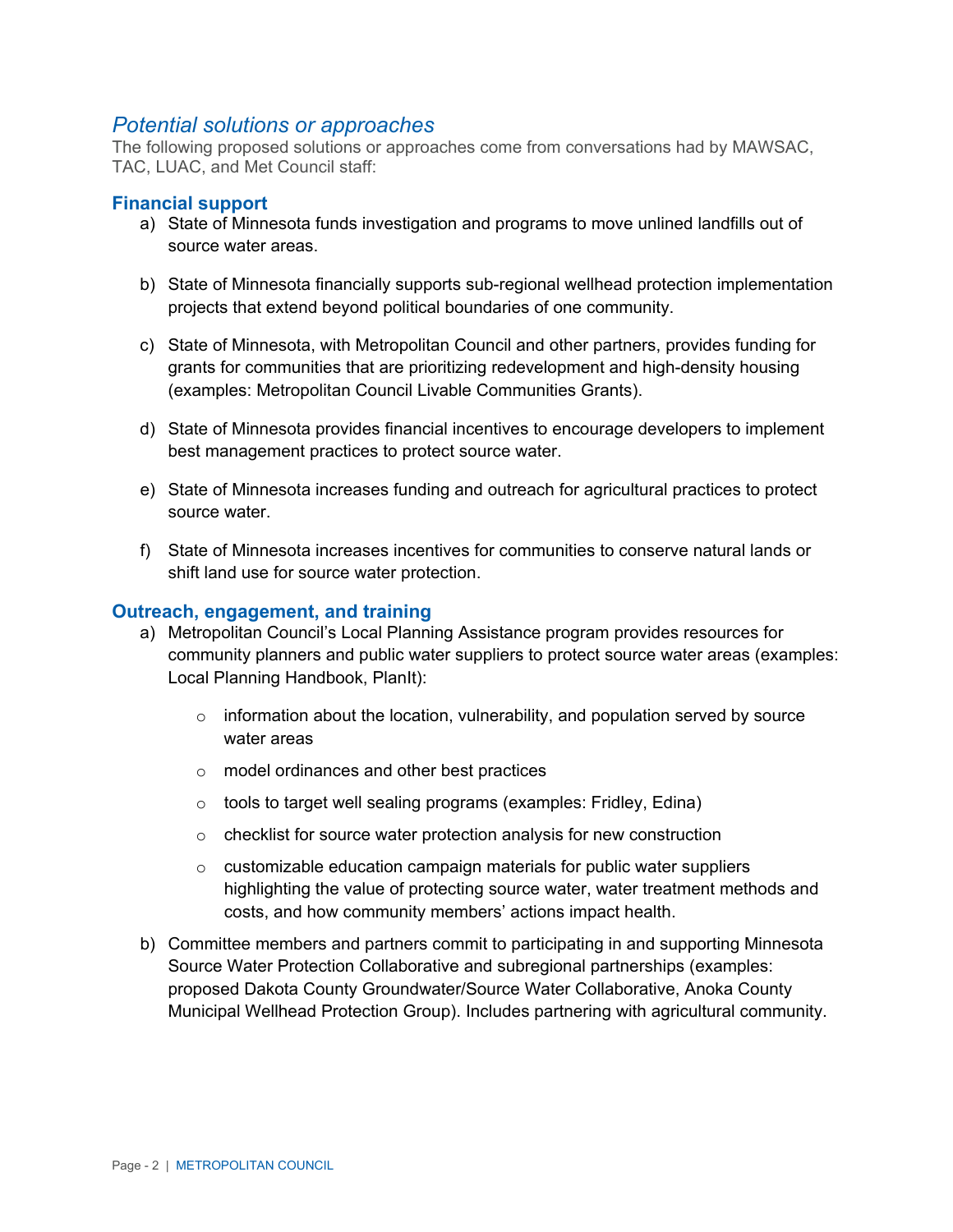## *Potential solutions or approaches*

The following proposed solutions or approaches come from conversations had by MAWSAC, TAC, LUAC, and Met Council staff:

### Financial support

a) State of Minnesota funds investigation and programs to move unlined landfills out of source water areas.

b) State of Minnesota financially supports sub-regional wellhead protection implementation projects that extend beyond political boundaries of one community.

c) State of Minnesota, with Metropolitan Council and other partners, provides funding for grants for communities that are prioritizing redevelopment and high-density housing (examples: Metropolitan Council Livable Communities Grants).

d) State of Minnesota provides financial incentives to encourage developers to implement best management practices to protect source water.

e) State of Minnesota increases funding and outreach for agricultural practices to protect source water.

f) State of Minnesota increases incentives for communities to conserve natural lands or shift land use for source water protection.

### Outreach, engagement, and training

a) Metropolitan Council's Local Planning Assistance program provides resources for community planners and public water suppliers to protect source water areas (examples: Local Planning Handbook, PlanIt):

- information about the location, vulnerability, and population served by source water areas
- model ordinances and other best practices
- tools to target well sealing programs (examples: Fridley, Edina)
- checklist for source water protection analysis for new construction
- customizable education campaign materials for public water suppliers highlighting the value of protecting source water, water treatment methods and costs, and how community members' actions impact health.

b) Committee members and partners commit to participating in and supporting Minnesota Source Water Protection Collaborative and subregional partnerships (examples: proposed Dakota County Groundwater/Source Water Collaborative, Anoka County Municipal Wellhead Protection Group). Includes partnering with agricultural community.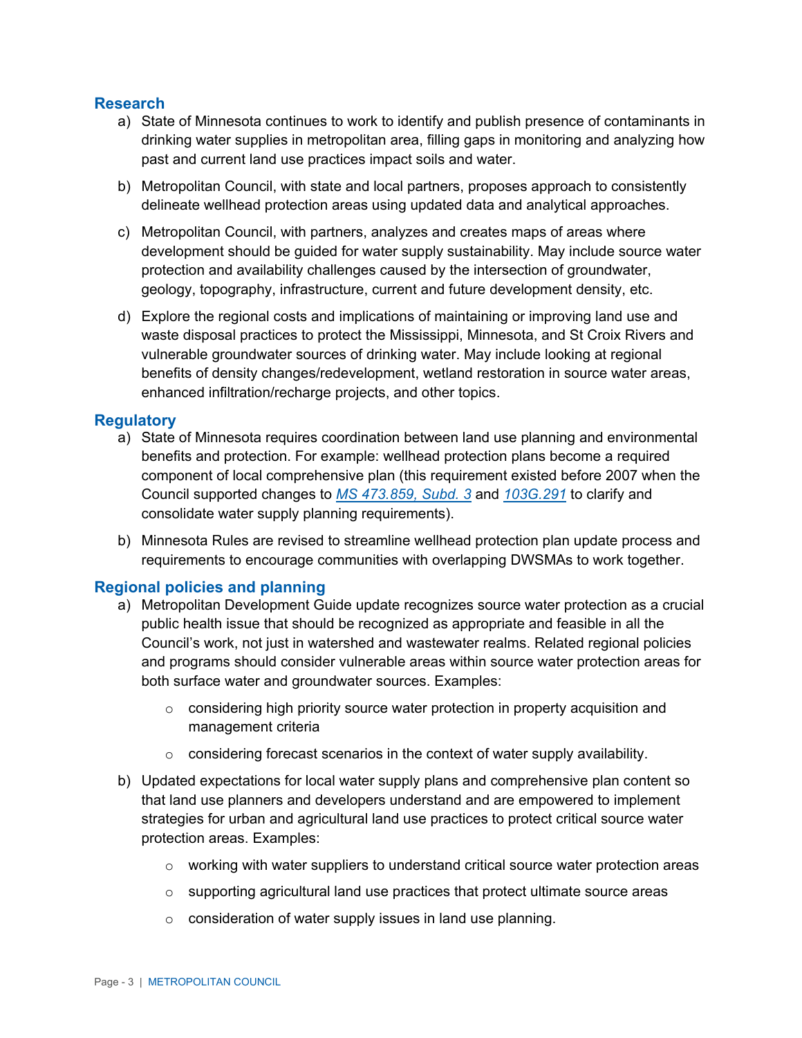### Research

a) State of Minnesota continues to work to identify and publish presence of contaminants in drinking water supplies in metropolitan area, filling gaps in monitoring and analyzing how past and current land use practices impact soils and water.

b) Metropolitan Council, with state and local partners, proposes approach to consistently delineate wellhead protection areas using updated data and analytical approaches.

c) Metropolitan Council, with partners, analyzes and creates maps of areas where development should be guided for water supply sustainability. May include source water protection and availability challenges caused by the intersection of groundwater, geology, topography, infrastructure, current and future development density, etc.

d) Explore the regional costs and implications of maintaining or improving land use and waste disposal practices to protect the Mississippi, Minnesota, and St Croix Rivers and vulnerable groundwater sources of drinking water. May include looking at regional benefits of density changes/redevelopment, wetland restoration in source water areas, enhanced infiltration/recharge projects, and other topics.

### Regulatory

a) State of Minnesota requires coordination between land use planning and environmental benefits and protection. For example: wellhead protection plans become a required component of local comprehensive plan (this requirement existed before 2007 when the Council supported changes to *MS 473.859, Subd. 3* and *103G.291* to clarify and consolidate water supply planning requirements).

b) Minnesota Rules are revised to streamline wellhead protection plan update process and requirements to encourage communities with overlapping DWSMAs to work together.

### Regional policies and planning

a) Metropolitan Development Guide update recognizes source water protection as a crucial public health issue that should be recognized as appropriate and feasible in all the Council's work, not just in watershed and wastewater realms. Related regional policies and programs should consider vulnerable areas within source water protection areas for both surface water and groundwater sources. Examples:

   - considering high priority source water protection in property acquisition and management criteria
   - considering forecast scenarios in the context of water supply availability.

b) Updated expectations for local water supply plans and comprehensive plan content so that land use planners and developers understand and are empowered to implement strategies for urban and agricultural land use practices to protect critical source water protection areas. Examples:

   - working with water suppliers to understand critical source water protection areas
   - supporting agricultural land use practices that protect ultimate source areas
   - consideration of water supply issues in land use planning.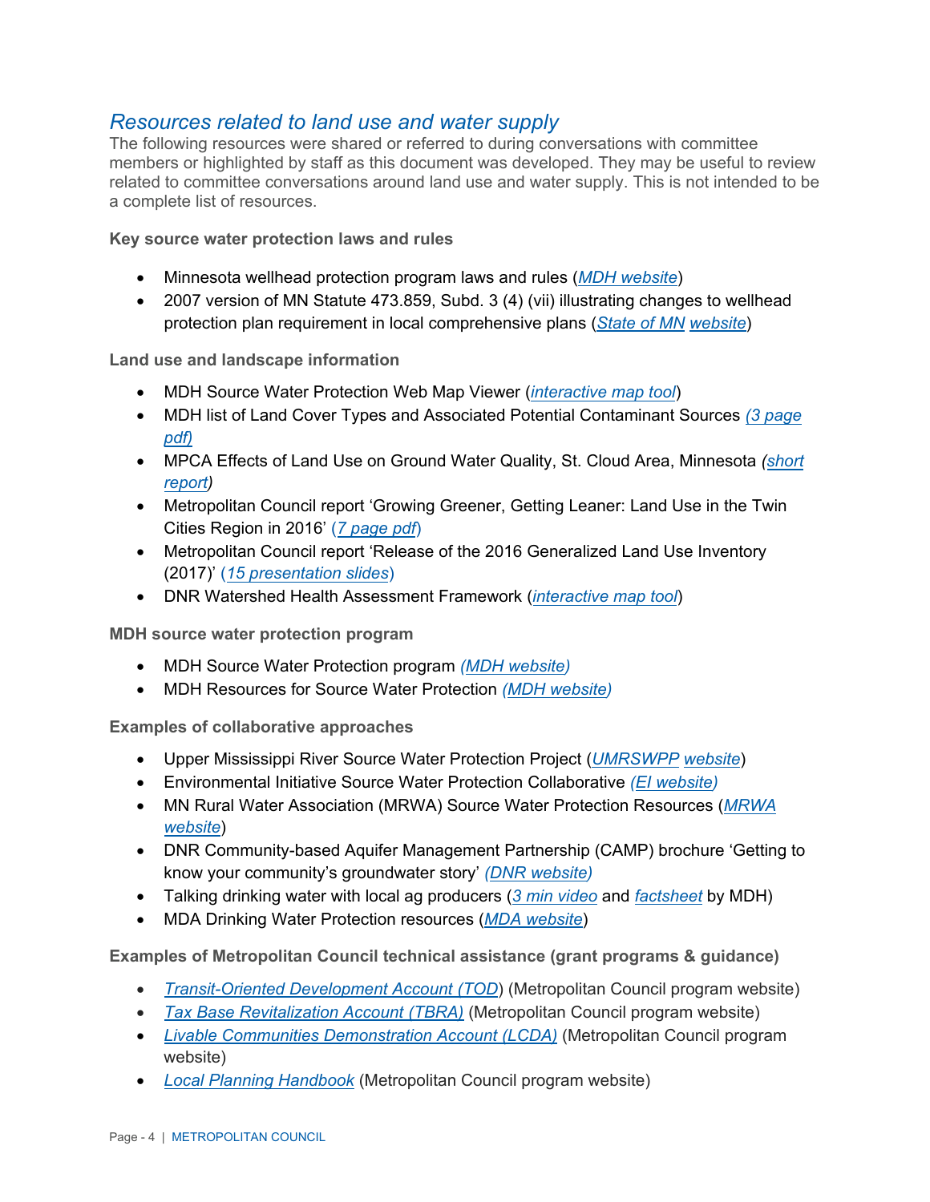## *Resources related to land use and water supply*

The following resources were shared or referred to during conversations with committee members or highlighted by staff as this document was developed. They may be useful to review related to committee conversations around land use and water supply. This is not intended to be a complete list of resources.

**Key source water protection laws and rules**

- Minnesota wellhead protection program laws and rules (*MDH website*)
- 2007 version of MN Statute 473.859, Subd. 3 (4) (vii) illustrating changes to wellhead protection plan requirement in local comprehensive plans (*State of MN website*)

**Land use and landscape information**

- MDH Source Water Protection Web Map Viewer (*interactive map tool*)
- MDH list of Land Cover Types and Associated Potential Contaminant Sources *(3 page pdf)*
- MPCA Effects of Land Use on Ground Water Quality, St. Cloud Area, Minnesota *(short report)*
- Metropolitan Council report 'Growing Greener, Getting Leaner: Land Use in the Twin Cities Region in 2016' (*7 page pdf*)
- Metropolitan Council report 'Release of the 2016 Generalized Land Use Inventory (2017)' (*15 presentation slides*)
- DNR Watershed Health Assessment Framework (*interactive map tool*)

**MDH source water protection program**

- MDH Source Water Protection program *(MDH website)*
- MDH Resources for Source Water Protection *(MDH website)*

**Examples of collaborative approaches**

- Upper Mississippi River Source Water Protection Project (*UMRSWPP website*)
- Environmental Initiative Source Water Protection Collaborative *(EI website)*
- MN Rural Water Association (MRWA) Source Water Protection Resources (*MRWA website*)
- DNR Community-based Aquifer Management Partnership (CAMP) brochure 'Getting to know your community's groundwater story' *(DNR website)*
- Talking drinking water with local ag producers (*3 min video* and *factsheet* by MDH)
- MDA Drinking Water Protection resources (*MDA website*)

**Examples of Metropolitan Council technical assistance (grant programs & guidance)**

- *Transit-Oriented Development Account (TOD)* (Metropolitan Council program website)
- *Tax Base Revitalization Account (TBRA)* (Metropolitan Council program website)
- *Livable Communities Demonstration Account (LCDA)* (Metropolitan Council program website)
- *Local Planning Handbook* (Metropolitan Council program website)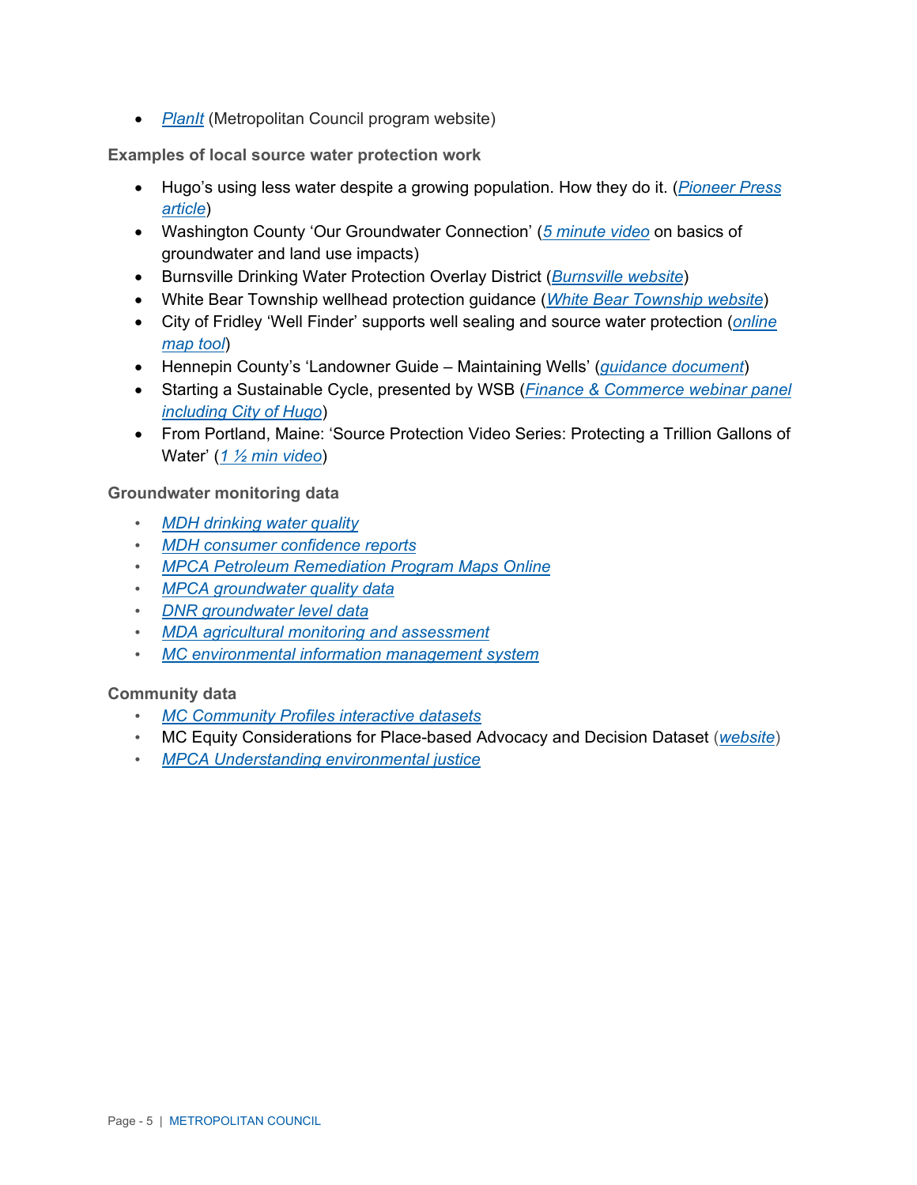- *PlanIt* (Metropolitan Council program website)

### Examples of local source water protection work

- Hugo's using less water despite a growing population. How they do it. (*Pioneer Press article*)
- Washington County 'Our Groundwater Connection' (*5 minute video* on basics of groundwater and land use impacts)
- Burnsville Drinking Water Protection Overlay District (*Burnsville website*)
- White Bear Township wellhead protection guidance (*White Bear Township website*)
- City of Fridley 'Well Finder' supports well sealing and source water protection (*online map tool*)
- Hennepin County's 'Landowner Guide – Maintaining Wells' (*guidance document*)
- Starting a Sustainable Cycle, presented by WSB (*Finance & Commerce webinar panel including City of Hugo*)
- From Portland, Maine: 'Source Protection Video Series: Protecting a Trillion Gallons of Water' (*1 ½ min video*)

### Groundwater monitoring data

- *MDH drinking water quality*
- *MDH consumer confidence reports*
- *MPCA Petroleum Remediation Program Maps Online*
- *MPCA groundwater quality data*
- *DNR groundwater level data*
- *MDA agricultural monitoring and assessment*
- *MC environmental information management system*

### Community data

- *MC Community Profiles interactive datasets*
- MC Equity Considerations for Place-based Advocacy and Decision Dataset (*website*)
- *MPCA Understanding environmental justice*